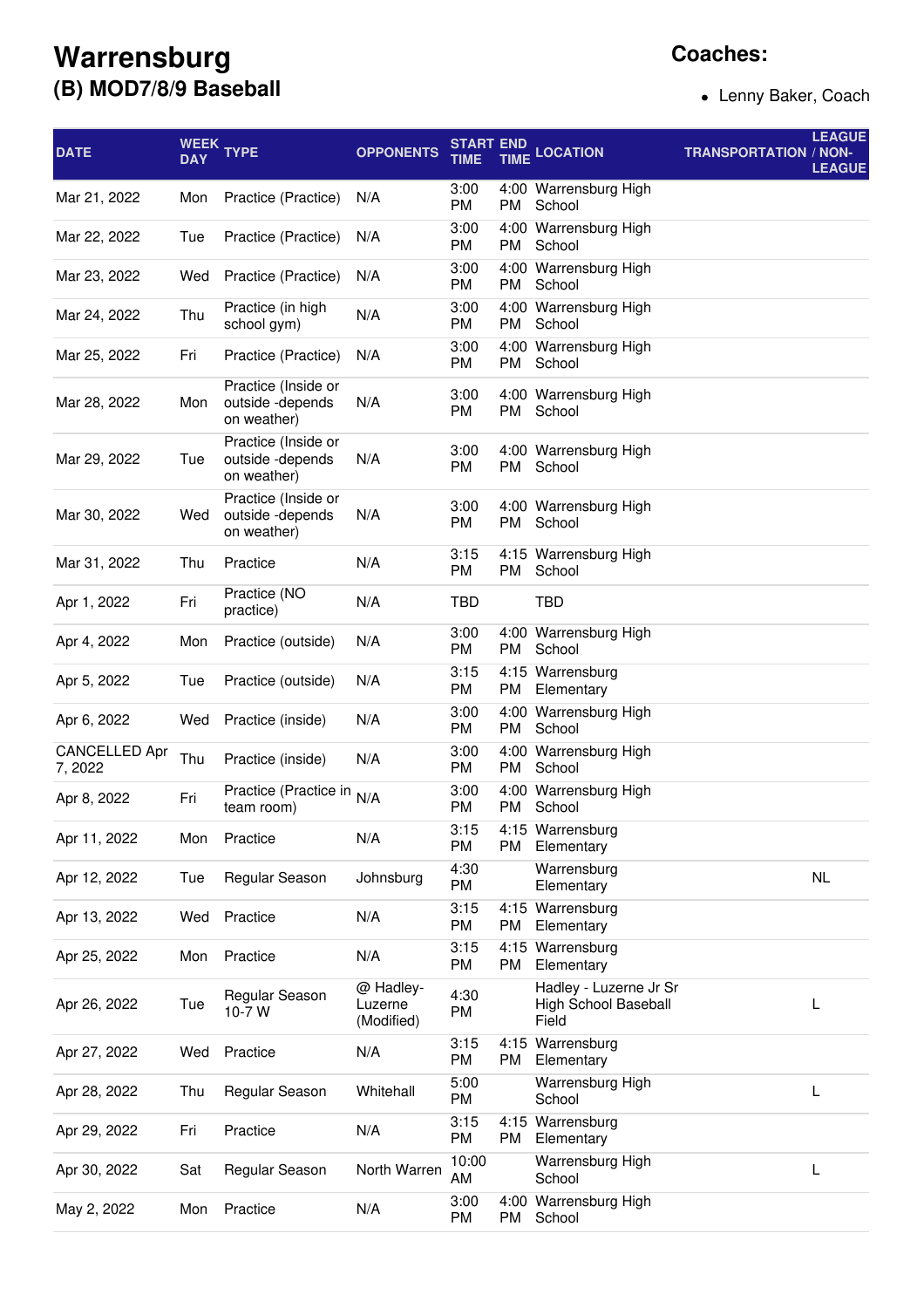# Warrensburg

## (B) MOD7/8/9 Baseball

**Coaches:**

- Lenny Baker, Coach

| DATE | WEEK DAY | TYPE | OPPONENTS | START TIME | END TIME | LOCATION | TRANSPORTATION | LEAGUE / NON-LEAGUE |
|---|---|---|---|---|---|---|---|---|
| Mar 21, 2022 | Mon | Practice (Practice) | N/A | 3:00 PM | 4:00 PM | Warrensburg High School | | |
| Mar 22, 2022 | Tue | Practice (Practice) | N/A | 3:00 PM | 4:00 PM | Warrensburg High School | | |
| Mar 23, 2022 | Wed | Practice (Practice) | N/A | 3:00 PM | 4:00 PM | Warrensburg High School | | |
| Mar 24, 2022 | Thu | Practice (in high school gym) | N/A | 3:00 PM | 4:00 PM | Warrensburg High School | | |
| Mar 25, 2022 | Fri | Practice (Practice) | N/A | 3:00 PM | 4:00 PM | Warrensburg High School | | |
| Mar 28, 2022 | Mon | Practice (Inside or outside -depends on weather) | N/A | 3:00 PM | 4:00 PM | Warrensburg High School | | |
| Mar 29, 2022 | Tue | Practice (Inside or outside -depends on weather) | N/A | 3:00 PM | 4:00 PM | Warrensburg High School | | |
| Mar 30, 2022 | Wed | Practice (Inside or outside -depends on weather) | N/A | 3:00 PM | 4:00 PM | Warrensburg High School | | |
| Mar 31, 2022 | Thu | Practice | N/A | 3:15 PM | 4:15 PM | Warrensburg High School | | |
| Apr 1, 2022 | Fri | Practice (NO practice) | N/A | TBD | | TBD | | |
| Apr 4, 2022 | Mon | Practice (outside) | N/A | 3:00 PM | 4:00 PM | Warrensburg High School | | |
| Apr 5, 2022 | Tue | Practice (outside) | N/A | 3:15 PM | 4:15 PM | Warrensburg Elementary | | |
| Apr 6, 2022 | Wed | Practice (inside) | N/A | 3:00 PM | 4:00 PM | Warrensburg High School | | |
| CANCELLED Apr 7, 2022 | Thu | Practice (inside) | N/A | 3:00 PM | 4:00 PM | Warrensburg High School | | |
| Apr 8, 2022 | Fri | Practice (Practice in team room) | N/A | 3:00 PM | 4:00 PM | Warrensburg High School | | |
| Apr 11, 2022 | Mon | Practice | N/A | 3:15 PM | 4:15 PM | Warrensburg Elementary | | |
| Apr 12, 2022 | Tue | Regular Season | Johnsburg | 4:30 PM | | Warrensburg Elementary | | NL |
| Apr 13, 2022 | Wed | Practice | N/A | 3:15 PM | 4:15 PM | Warrensburg Elementary | | |
| Apr 25, 2022 | Mon | Practice | N/A | 3:15 PM | 4:15 PM | Warrensburg Elementary | | |
| Apr 26, 2022 | Tue | Regular Season 10-7 W | @ Hadley-Luzerne (Modified) | 4:30 PM | | Hadley - Luzerne Jr Sr High School Baseball Field | | L |
| Apr 27, 2022 | Wed | Practice | N/A | 3:15 PM | 4:15 PM | Warrensburg Elementary | | |
| Apr 28, 2022 | Thu | Regular Season | Whitehall | 5:00 PM | | Warrensburg High School | | L |
| Apr 29, 2022 | Fri | Practice | N/A | 3:15 PM | 4:15 PM | Warrensburg Elementary | | |
| Apr 30, 2022 | Sat | Regular Season | North Warren | 10:00 AM | | Warrensburg High School | | L |
| May 2, 2022 | Mon | Practice | N/A | 3:00 PM | 4:00 PM | Warrensburg High School | | |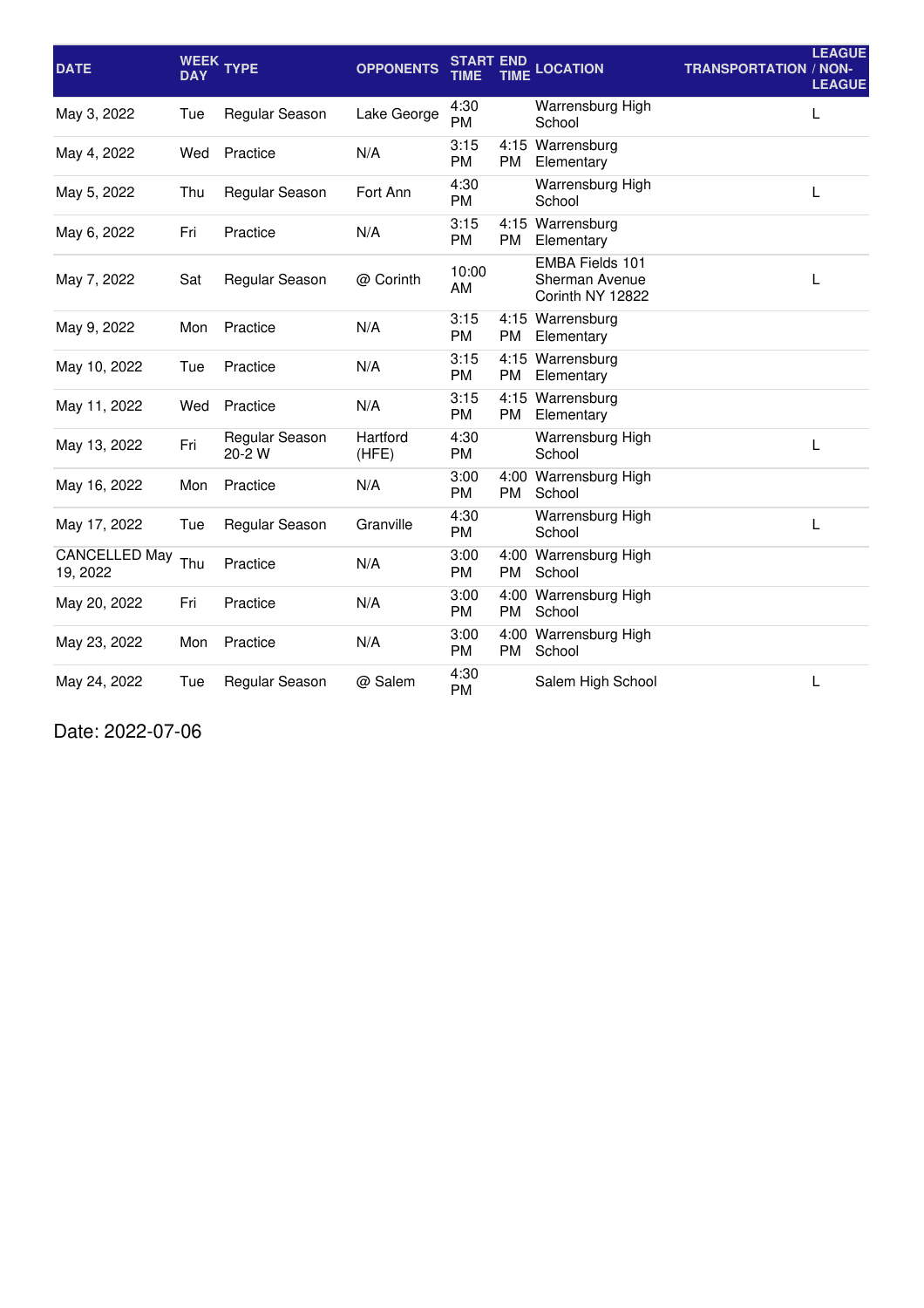| DATE | WEEK DAY | TYPE | OPPONENTS | START TIME | END TIME | LOCATION | TRANSPORTATION | LEAGUE / NON-LEAGUE |
|---|---|---|---|---|---|---|---|---|
| May 3, 2022 | Tue | Regular Season | Lake George | 4:30 PM | | Warrensburg High School | | L |
| May 4, 2022 | Wed | Practice | N/A | 3:15 PM | 4:15 PM | Warrensburg Elementary | | |
| May 5, 2022 | Thu | Regular Season | Fort Ann | 4:30 PM | | Warrensburg High School | | L |
| May 6, 2022 | Fri | Practice | N/A | 3:15 PM | 4:15 PM | Warrensburg Elementary | | |
| May 7, 2022 | Sat | Regular Season | @ Corinth | 10:00 AM | | EMBA Fields 101 Sherman Avenue Corinth NY 12822 | | L |
| May 9, 2022 | Mon | Practice | N/A | 3:15 PM | 4:15 PM | Warrensburg Elementary | | |
| May 10, 2022 | Tue | Practice | N/A | 3:15 PM | 4:15 PM | Warrensburg Elementary | | |
| May 11, 2022 | Wed | Practice | N/A | 3:15 PM | 4:15 PM | Warrensburg Elementary | | |
| May 13, 2022 | Fri | Regular Season 20-2 W | Hartford (HFE) | 4:30 PM | | Warrensburg High School | | L |
| May 16, 2022 | Mon | Practice | N/A | 3:00 PM | 4:00 PM | Warrensburg High School | | |
| May 17, 2022 | Tue | Regular Season | Granville | 4:30 PM | | Warrensburg High School | | L |
| CANCELLED May 19, 2022 | Thu | Practice | N/A | 3:00 PM | 4:00 PM | Warrensburg High School | | |
| May 20, 2022 | Fri | Practice | N/A | 3:00 PM | 4:00 PM | Warrensburg High School | | |
| May 23, 2022 | Mon | Practice | N/A | 3:00 PM | 4:00 PM | Warrensburg High School | | |
| May 24, 2022 | Tue | Regular Season | @ Salem | 4:30 PM | | Salem High School | | L |

Date: 2022-07-06